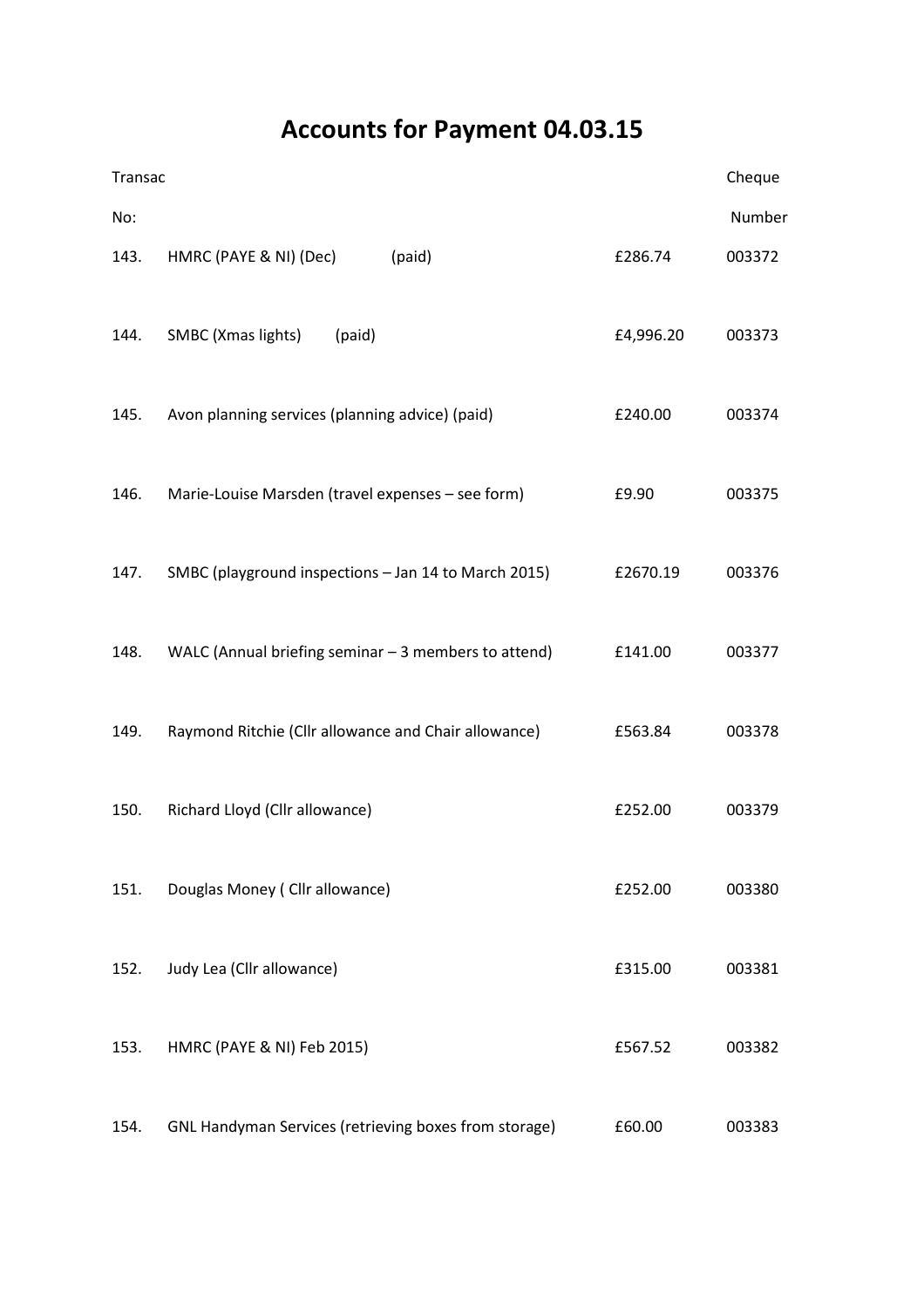# Accounts for Payment 04.03.15

| Transac No: | | | Cheque Number |
|---|---|---|---|
| 143. | HMRC (PAYE & NI) (Dec) (paid) | £286.74 | 003372 |
| 144. | SMBC (Xmas lights) (paid) | £4,996.20 | 003373 |
| 145. | Avon planning services (planning advice) (paid) | £240.00 | 003374 |
| 146. | Marie-Louise Marsden (travel expenses – see form) | £9.90 | 003375 |
| 147. | SMBC (playground inspections – Jan 14 to March 2015) | £2670.19 | 003376 |
| 148. | WALC (Annual briefing seminar – 3 members to attend) | £141.00 | 003377 |
| 149. | Raymond Ritchie (Cllr allowance and Chair allowance) | £563.84 | 003378 |
| 150. | Richard Lloyd (Cllr allowance) | £252.00 | 003379 |
| 151. | Douglas Money ( Cllr allowance) | £252.00 | 003380 |
| 152. | Judy Lea (Cllr allowance) | £315.00 | 003381 |
| 153. | HMRC (PAYE & NI) Feb 2015) | £567.52 | 003382 |
| 154. | GNL Handyman Services (retrieving boxes from storage) | £60.00 | 003383 |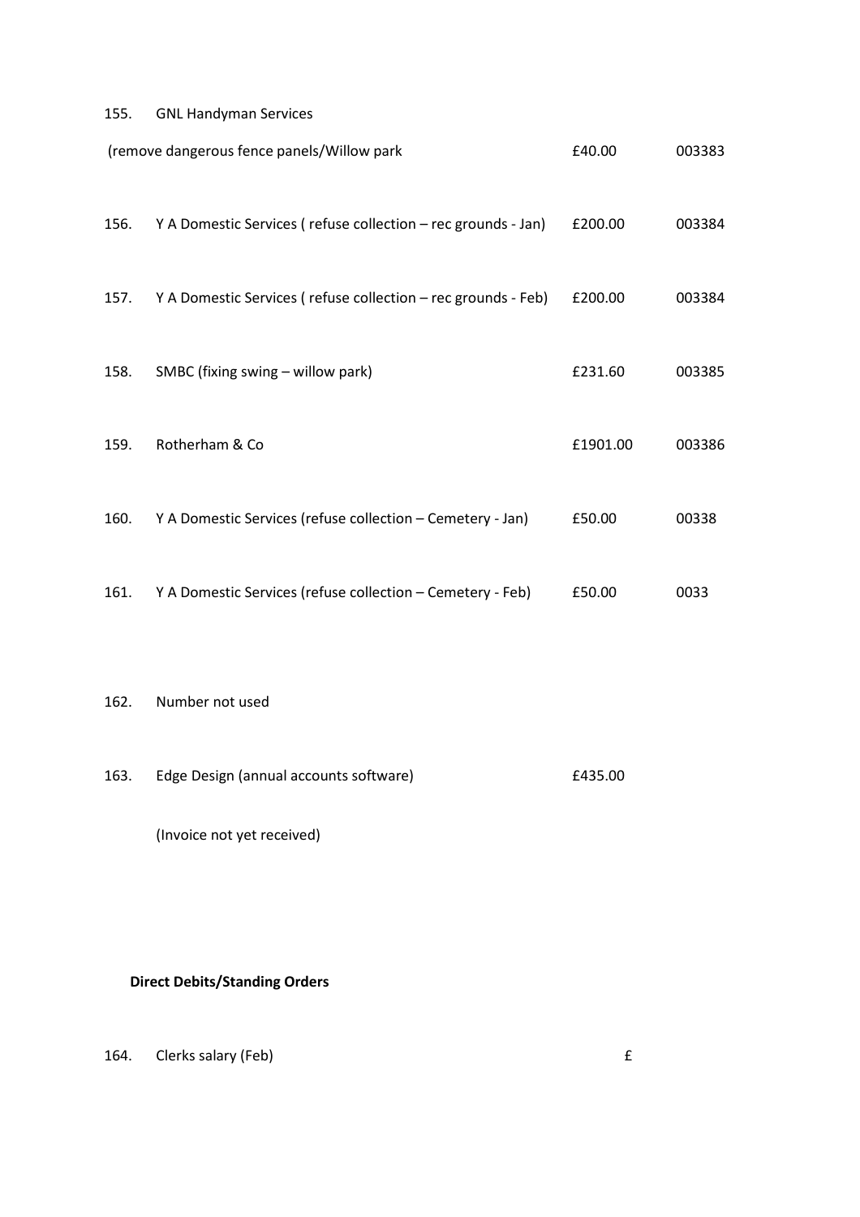155. GNL Handyman Services

| | | | |
|---|---|---|---|
| | (remove dangerous fence panels/Willow park | £40.00 | 003383 |
| 156. | Y A Domestic Services ( refuse collection – rec grounds - Jan) | £200.00 | 003384 |
| 157. | Y A Domestic Services ( refuse collection – rec grounds - Feb) | £200.00 | 003384 |
| 158. | SMBC (fixing swing – willow park) | £231.60 | 003385 |
| 159. | Rotherham & Co | £1901.00 | 003386 |
| 160. | Y A Domestic Services (refuse collection – Cemetery - Jan) | £50.00 | 00338 |
| 161. | Y A Domestic Services (refuse collection – Cemetery - Feb) | £50.00 | 0033 |

162. Number not used

163. Edge Design (annual accounts software) £435.00

(Invoice not yet received)

**Direct Debits/Standing Orders**

164. Clerks salary (Feb) £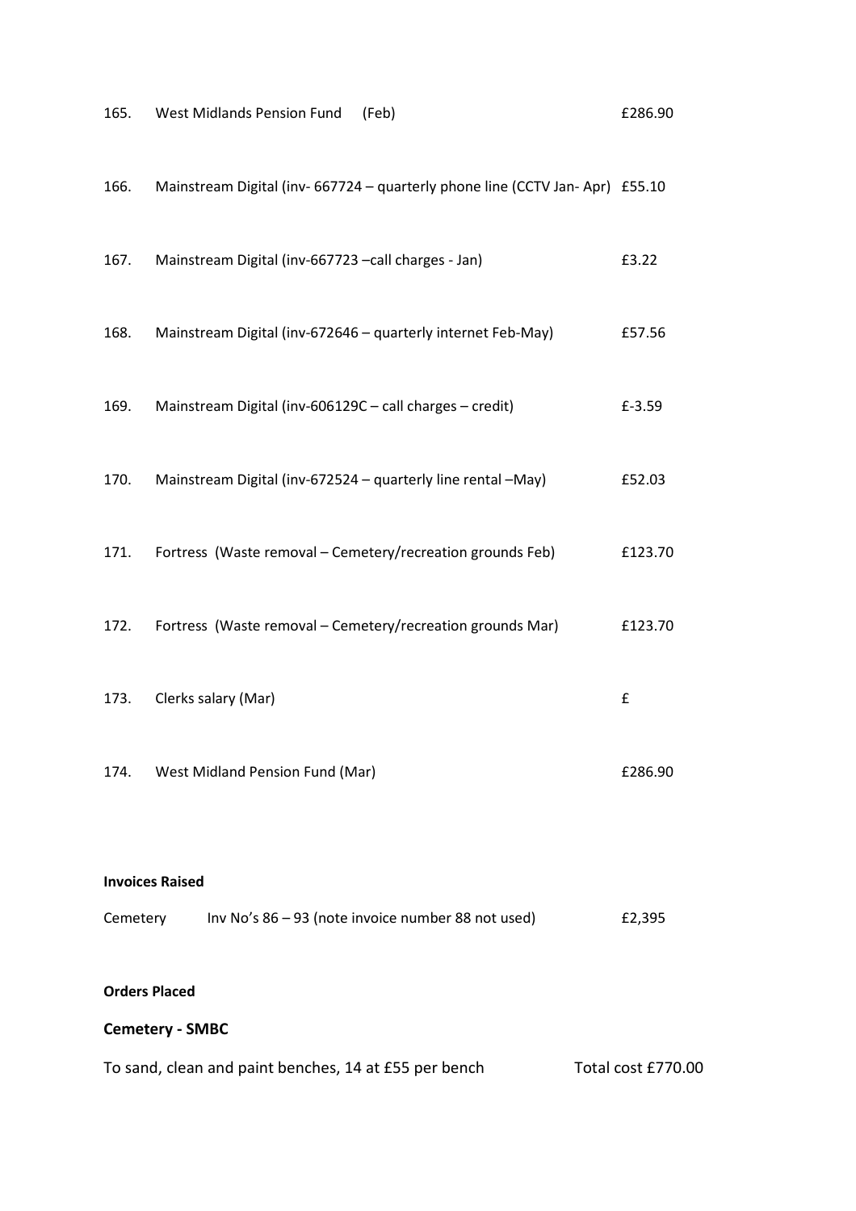165. West Midlands Pension Fund (Feb) £286.90

166. Mainstream Digital (inv- 667724 – quarterly phone line (CCTV Jan- Apr) £55.10

167. Mainstream Digital (inv-667723 –call charges - Jan) £3.22

168. Mainstream Digital (inv-672646 – quarterly internet Feb-May) £57.56

169. Mainstream Digital (inv-606129C – call charges – credit) £-3.59

170. Mainstream Digital (inv-672524 – quarterly line rental –May) £52.03

171. Fortress (Waste removal – Cemetery/recreation grounds Feb) £123.70

172. Fortress (Waste removal – Cemetery/recreation grounds Mar) £123.70

173. Clerks salary (Mar) £

174. West Midland Pension Fund (Mar) £286.90

**Invoices Raised**

Cemetery Inv No's 86 – 93 (note invoice number 88 not used) £2,395

**Orders Placed**

**Cemetery - SMBC**

To sand, clean and paint benches, 14 at £55 per bench Total cost £770.00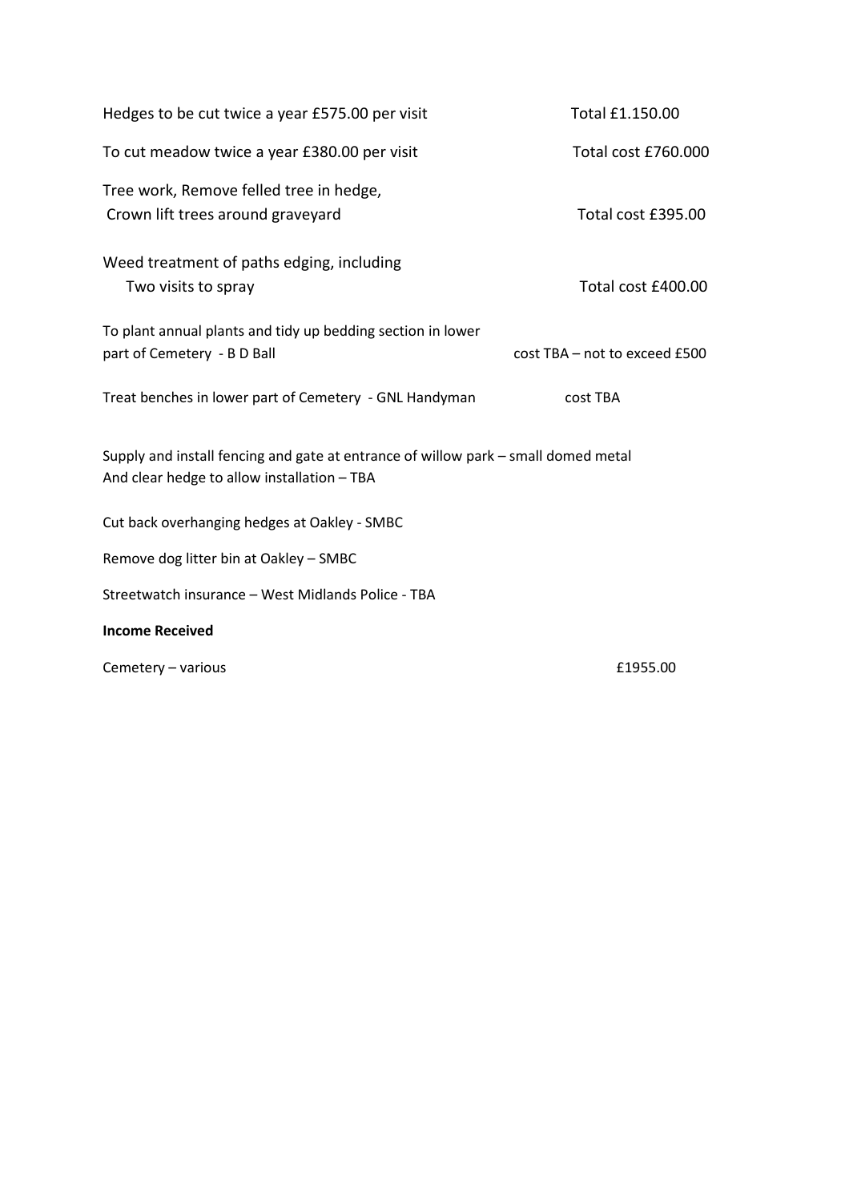| | |
|---|---|
| Hedges to be cut twice a year £575.00 per visit | Total £1.150.00 |
| To cut meadow twice a year £380.00 per visit | Total cost £760.000 |
| Tree work, Remove felled tree in hedge, Crown lift trees around graveyard | Total cost £395.00 |
| Weed treatment of paths edging, including Two visits to spray | Total cost £400.00 |
| To plant annual plants and tidy up bedding section in lower part of Cemetery - B D Ball | cost TBA – not to exceed £500 |
| Treat benches in lower part of Cemetery - GNL Handyman | cost TBA |

Supply and install fencing and gate at entrance of willow park – small domed metal
And clear hedge to allow installation – TBA

Cut back overhanging hedges at Oakley - SMBC

Remove dog litter bin at Oakley – SMBC

Streetwatch insurance – West Midlands Police - TBA

**Income Received**

| | |
|---|---|
| Cemetery – various | £1955.00 |